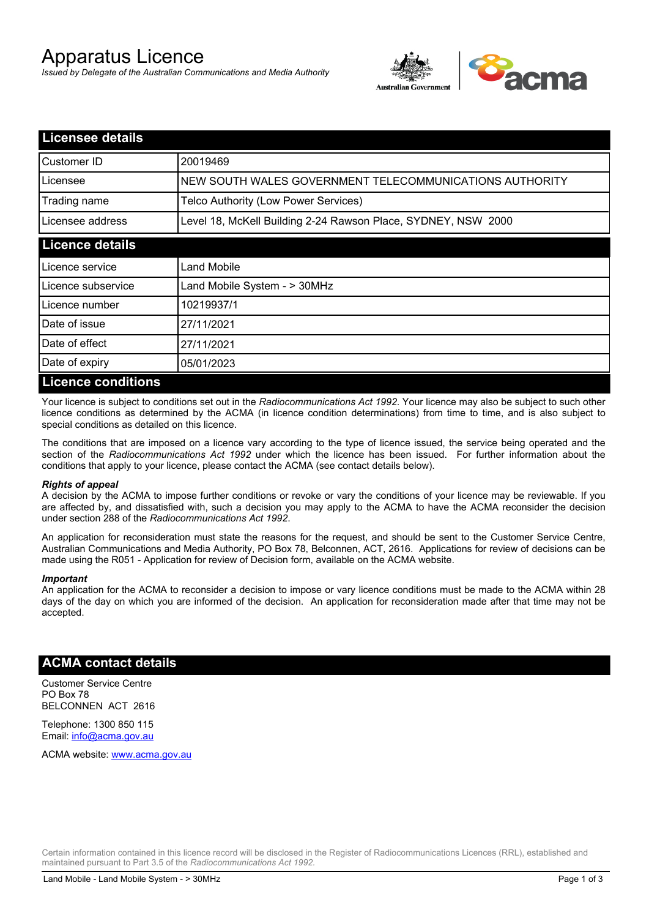# Apparatus Licence

*Issued by Delegate of the Australian Communications and Media Authority*

## Licensee details

| | |
|---|---|
| Customer ID | 20019469 |
| Licensee | NEW SOUTH WALES GOVERNMENT TELECOMMUNICATIONS AUTHORITY |
| Trading name | Telco Authority (Low Power Services) |
| Licensee address | Level 18, McKell Building 2-24 Rawson Place, SYDNEY, NSW 2000 |

## Licence details

| | |
|---|---|
| Licence service | Land Mobile |
| Licence subservice | Land Mobile System - > 30MHz |
| Licence number | 10219937/1 |
| Date of issue | 27/11/2021 |
| Date of effect | 27/11/2021 |
| Date of expiry | 05/01/2023 |

## Licence conditions

Your licence is subject to conditions set out in the *Radiocommunications Act 1992*. Your licence may also be subject to such other licence conditions as determined by the ACMA (in licence condition determinations) from time to time, and is also subject to special conditions as detailed on this licence.

The conditions that are imposed on a licence vary according to the type of licence issued, the service being operated and the section of the *Radiocommunications Act 1992* under which the licence has been issued. For further information about the conditions that apply to your licence, please contact the ACMA (see contact details below).

***Rights of appeal***

A decision by the ACMA to impose further conditions or revoke or vary the conditions of your licence may be reviewable. If you are affected by, and dissatisfied with, such a decision you may apply to the ACMA to have the ACMA reconsider the decision under section 288 of the *Radiocommunications Act 1992*.

An application for reconsideration must state the reasons for the request, and should be sent to the Customer Service Centre, Australian Communications and Media Authority, PO Box 78, Belconnen, ACT, 2616. Applications for review of decisions can be made using the R051 - Application for review of Decision form, available on the ACMA website.

***Important***

An application for the ACMA to reconsider a decision to impose or vary licence conditions must be made to the ACMA within 28 days of the day on which you are informed of the decision. An application for reconsideration made after that time may not be accepted.

## ACMA contact details

Customer Service Centre
PO Box 78
BELCONNEN ACT 2616

Telephone: 1300 850 115
Email: info@acma.gov.au

ACMA website: www.acma.gov.au

Certain information contained in this licence record will be disclosed in the Register of Radiocommunications Licences (RRL), established and maintained pursuant to Part 3.5 of the *Radiocommunications Act 1992.*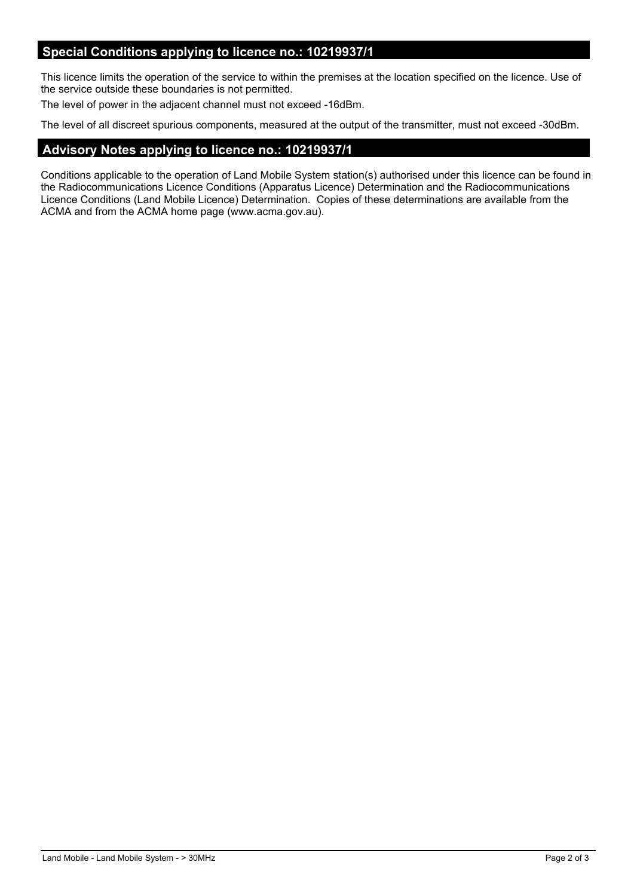## Special Conditions applying to licence no.: 10219937/1

This licence limits the operation of the service to within the premises at the location specified on the licence. Use of the service outside these boundaries is not permitted.

The level of power in the adjacent channel must not exceed -16dBm.

The level of all discreet spurious components, measured at the output of the transmitter, must not exceed -30dBm.

## Advisory Notes applying to licence no.: 10219937/1

Conditions applicable to the operation of Land Mobile System station(s) authorised under this licence can be found in the Radiocommunications Licence Conditions (Apparatus Licence) Determination and the Radiocommunications Licence Conditions (Land Mobile Licence) Determination. Copies of these determinations are available from the ACMA and from the ACMA home page (www.acma.gov.au).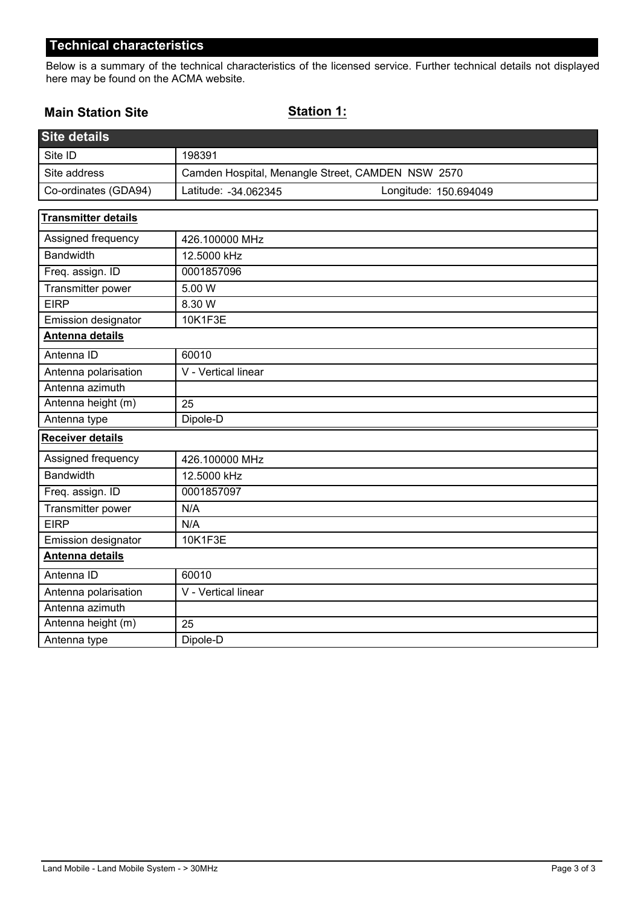## Technical characteristics

Below is a summary of the technical characteristics of the licensed service. Further technical details not displayed here may be found on the ACMA website.

**Main Station Site** **Station 1:**

| Site details | |
|---|---|
| Site ID | 198391 |
| Site address | Camden Hospital, Menangle Street, CAMDEN NSW 2570 |
| Co-ordinates (GDA94) | Latitude: -34.062345 Longitude: 150.694049 |

| **Transmitter details** | |
|---|---|
| Assigned frequency | 426.100000 MHz |
| Bandwidth | 12.5000 kHz |
| Freq. assign. ID | 0001857096 |
| Transmitter power | 5.00 W |
| EIRP | 8.30 W |
| Emission designator | 10K1F3E |
| **Antenna details** | |
| Antenna ID | 60010 |
| Antenna polarisation | V - Vertical linear |
| Antenna azimuth | |
| Antenna height (m) | 25 |
| Antenna type | Dipole-D |
| **Receiver details** | |
| Assigned frequency | 426.100000 MHz |
| Bandwidth | 12.5000 kHz |
| Freq. assign. ID | 0001857097 |
| Transmitter power | N/A |
| EIRP | N/A |
| Emission designator | 10K1F3E |
| **Antenna details** | |
| Antenna ID | 60010 |
| Antenna polarisation | V - Vertical linear |
| Antenna azimuth | |
| Antenna height (m) | 25 |
| Antenna type | Dipole-D |

Land Mobile - Land Mobile System - > 30MHz